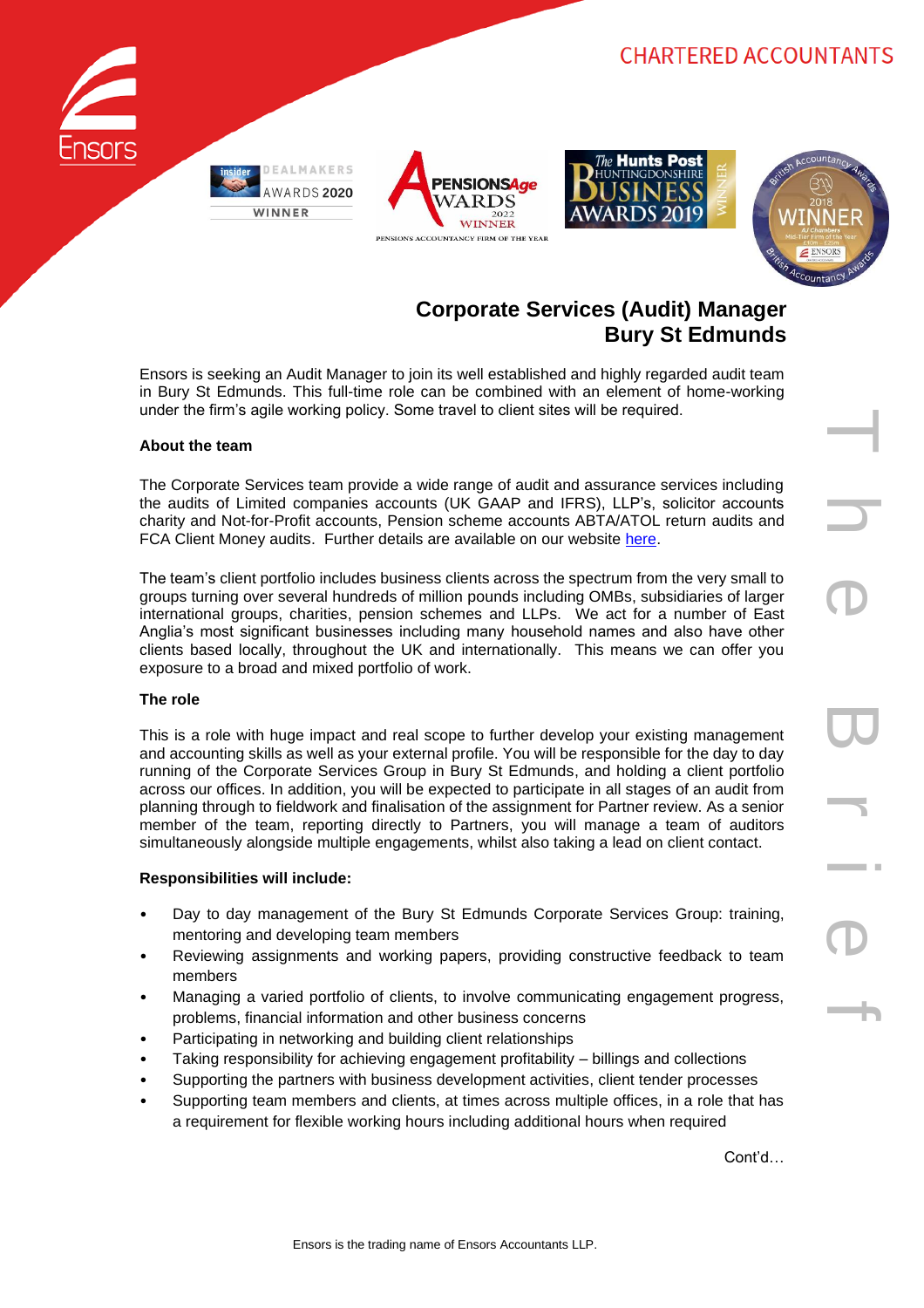CHARTERED ACCOUNTANTS

## Corporate Services (Audit) Manager
## Bury St Edmunds

Ensors is seeking an Audit Manager to join its well established and highly regarded audit team in Bury St Edmunds. This full-time role can be combined with an element of home-working under the firm's agile working policy. Some travel to client sites will be required.

**About the team**

The Corporate Services team provide a wide range of audit and assurance services including the audits of Limited companies accounts (UK GAAP and IFRS), LLP's, solicitor accounts charity and Not-for-Profit accounts, Pension scheme accounts ABTA/ATOL return audits and FCA Client Money audits. Further details are available on our website here.

The team's client portfolio includes business clients across the spectrum from the very small to groups turning over several hundreds of million pounds including OMBs, subsidiaries of larger international groups, charities, pension schemes and LLPs. We act for a number of East Anglia's most significant businesses including many household names and also have other clients based locally, throughout the UK and internationally. This means we can offer you exposure to a broad and mixed portfolio of work.

**The role**

This is a role with huge impact and real scope to further develop your existing management and accounting skills as well as your external profile. You will be responsible for the day to day running of the Corporate Services Group in Bury St Edmunds, and holding a client portfolio across our offices. In addition, you will be expected to participate in all stages of an audit from planning through to fieldwork and finalisation of the assignment for Partner review. As a senior member of the team, reporting directly to Partners, you will manage a team of auditors simultaneously alongside multiple engagements, whilst also taking a lead on client contact.

**Responsibilities will include:**

- Day to day management of the Bury St Edmunds Corporate Services Group: training, mentoring and developing team members
- Reviewing assignments and working papers, providing constructive feedback to team members
- Managing a varied portfolio of clients, to involve communicating engagement progress, problems, financial information and other business concerns
- Participating in networking and building client relationships
- Taking responsibility for achieving engagement profitability – billings and collections
- Supporting the partners with business development activities, client tender processes
- Supporting team members and clients, at times across multiple offices, in a role that has a requirement for flexible working hours including additional hours when required

Cont'd…

Ensors is the trading name of Ensors Accountants LLP.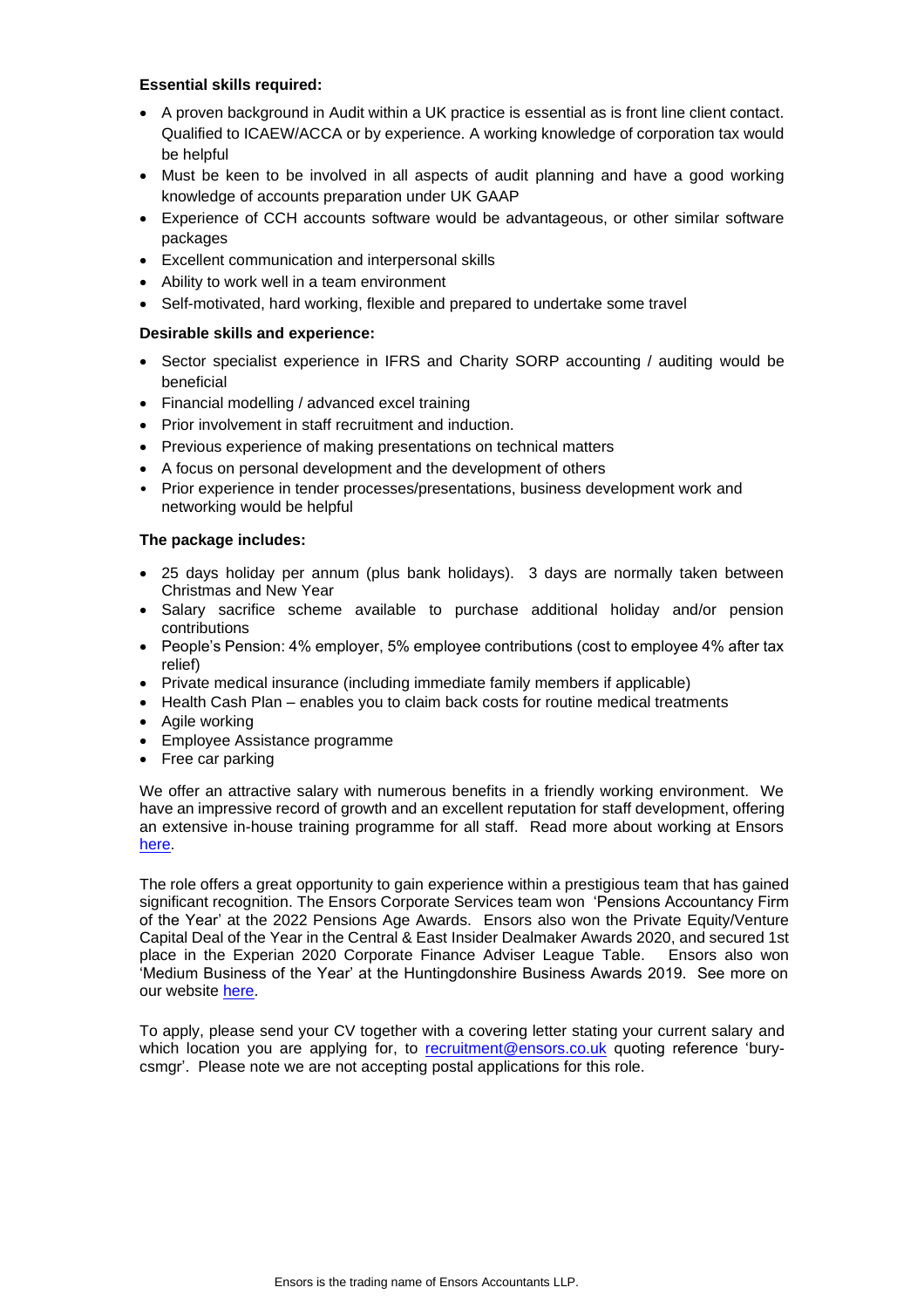**Essential skills required:**

- A proven background in Audit within a UK practice is essential as is front line client contact. Qualified to ICAEW/ACCA or by experience. A working knowledge of corporation tax would be helpful
- Must be keen to be involved in all aspects of audit planning and have a good working knowledge of accounts preparation under UK GAAP
- Experience of CCH accounts software would be advantageous, or other similar software packages
- Excellent communication and interpersonal skills
- Ability to work well in a team environment
- Self-motivated, hard working, flexible and prepared to undertake some travel

**Desirable skills and experience:**

- Sector specialist experience in IFRS and Charity SORP accounting / auditing would be beneficial
- Financial modelling / advanced excel training
- Prior involvement in staff recruitment and induction.
- Previous experience of making presentations on technical matters
- A focus on personal development and the development of others
- Prior experience in tender processes/presentations, business development work and networking would be helpful

**The package includes:**

- 25 days holiday per annum (plus bank holidays). 3 days are normally taken between Christmas and New Year
- Salary sacrifice scheme available to purchase additional holiday and/or pension contributions
- People's Pension: 4% employer, 5% employee contributions (cost to employee 4% after tax relief)
- Private medical insurance (including immediate family members if applicable)
- Health Cash Plan – enables you to claim back costs for routine medical treatments
- Agile working
- Employee Assistance programme
- Free car parking

We offer an attractive salary with numerous benefits in a friendly working environment. We have an impressive record of growth and an excellent reputation for staff development, offering an extensive in-house training programme for all staff. Read more about working at Ensors here.

The role offers a great opportunity to gain experience within a prestigious team that has gained significant recognition. The Ensors Corporate Services team won 'Pensions Accountancy Firm of the Year' at the 2022 Pensions Age Awards. Ensors also won the Private Equity/Venture Capital Deal of the Year in the Central & East Insider Dealmaker Awards 2020, and secured 1st place in the Experian 2020 Corporate Finance Adviser League Table. Ensors also won 'Medium Business of the Year' at the Huntingdonshire Business Awards 2019. See more on our website here.

To apply, please send your CV together with a covering letter stating your current salary and which location you are applying for, to recruitment@ensors.co.uk quoting reference 'bury-csmgr'. Please note we are not accepting postal applications for this role.

Ensors is the trading name of Ensors Accountants LLP.